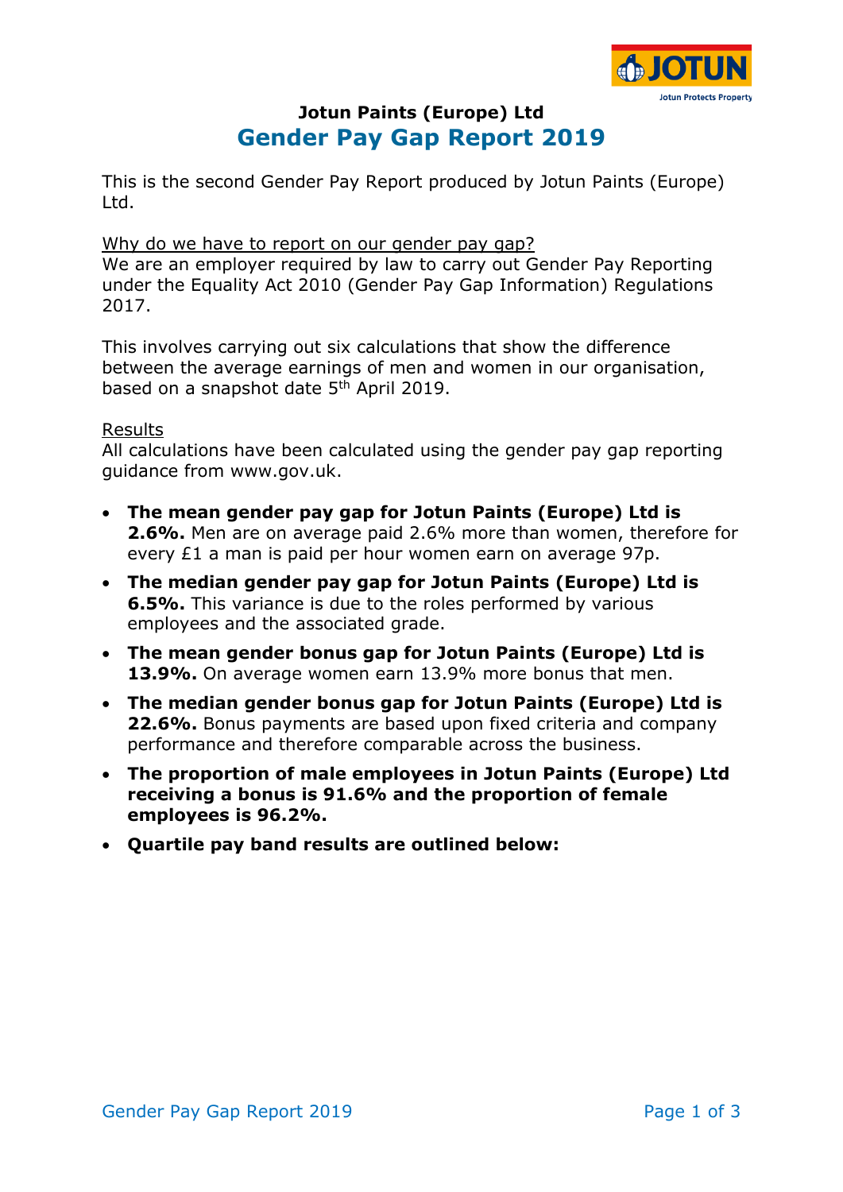**Jotun Paints (Europe) Ltd**

# Gender Pay Gap Report 2019

This is the second Gender Pay Report produced by Jotun Paints (Europe) Ltd.

Why do we have to report on our gender pay gap?

We are an employer required by law to carry out Gender Pay Reporting under the Equality Act 2010 (Gender Pay Gap Information) Regulations 2017.

This involves carrying out six calculations that show the difference between the average earnings of men and women in our organisation, based on a snapshot date 5th April 2019.

Results

All calculations have been calculated using the gender pay gap reporting guidance from www.gov.uk.

- **The mean gender pay gap for Jotun Paints (Europe) Ltd is 2.6%.** Men are on average paid 2.6% more than women, therefore for every £1 a man is paid per hour women earn on average 97p.
- **The median gender pay gap for Jotun Paints (Europe) Ltd is 6.5%.** This variance is due to the roles performed by various employees and the associated grade.
- **The mean gender bonus gap for Jotun Paints (Europe) Ltd is 13.9%.** On average women earn 13.9% more bonus that men.
- **The median gender bonus gap for Jotun Paints (Europe) Ltd is 22.6%.** Bonus payments are based upon fixed criteria and company performance and therefore comparable across the business.
- **The proportion of male employees in Jotun Paints (Europe) Ltd receiving a bonus is 91.6% and the proportion of female employees is 96.2%.**
- **Quartile pay band results are outlined below:**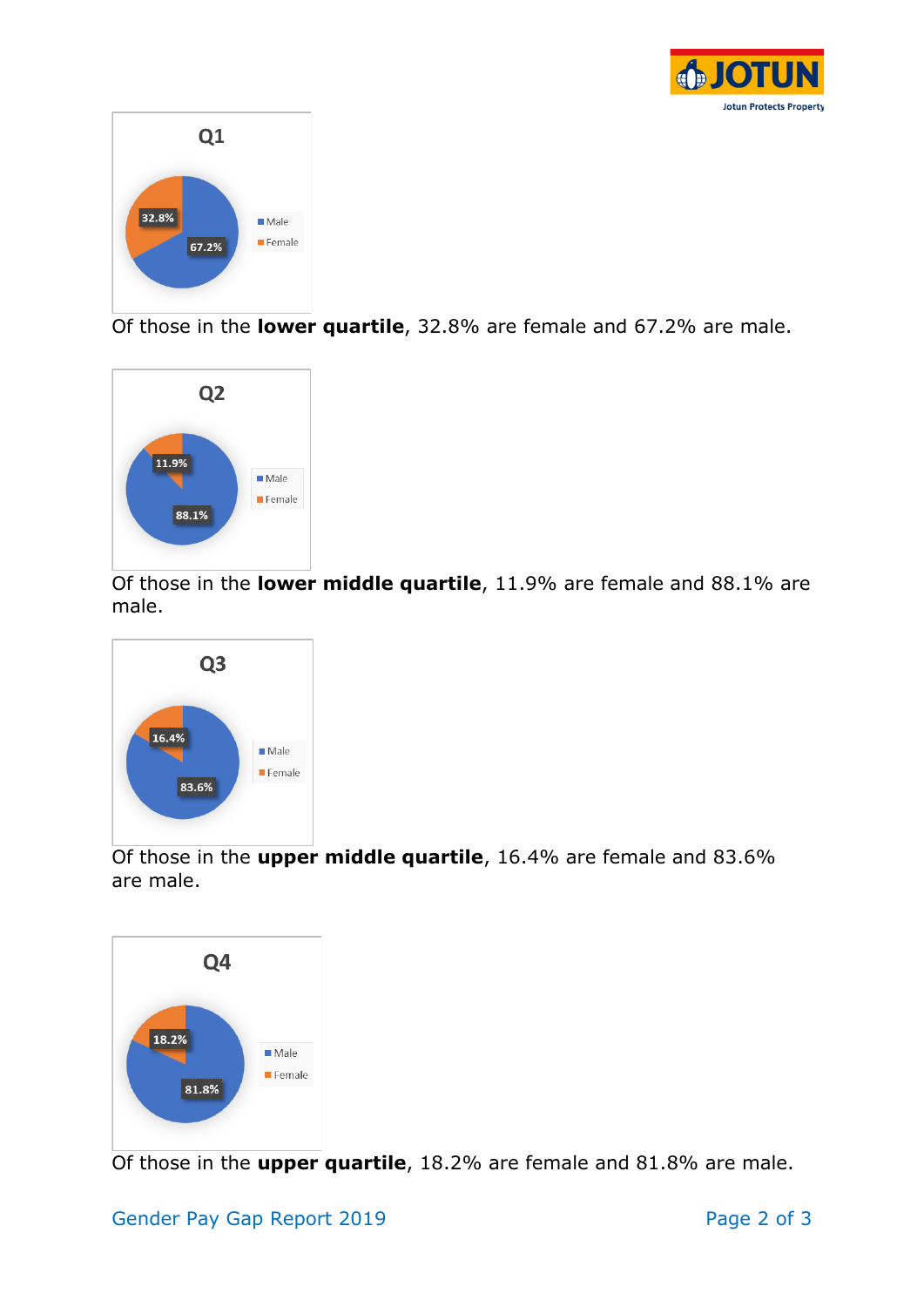**Q1**

Male: 67.2%
Female: 32.8%

Of those in the **lower quartile**, 32.8% are female and 67.2% are male.

**Q2**

Male: 88.1%
Female: 11.9%

Of those in the **lower middle quartile**, 11.9% are female and 88.1% are male.

**Q3**

Male: 83.6%
Female: 16.4%

Of those in the **upper middle quartile**, 16.4% are female and 83.6% are male.

**Q4**

Male: 81.8%
Female: 18.2%

Of those in the **upper quartile**, 18.2% are female and 81.8% are male.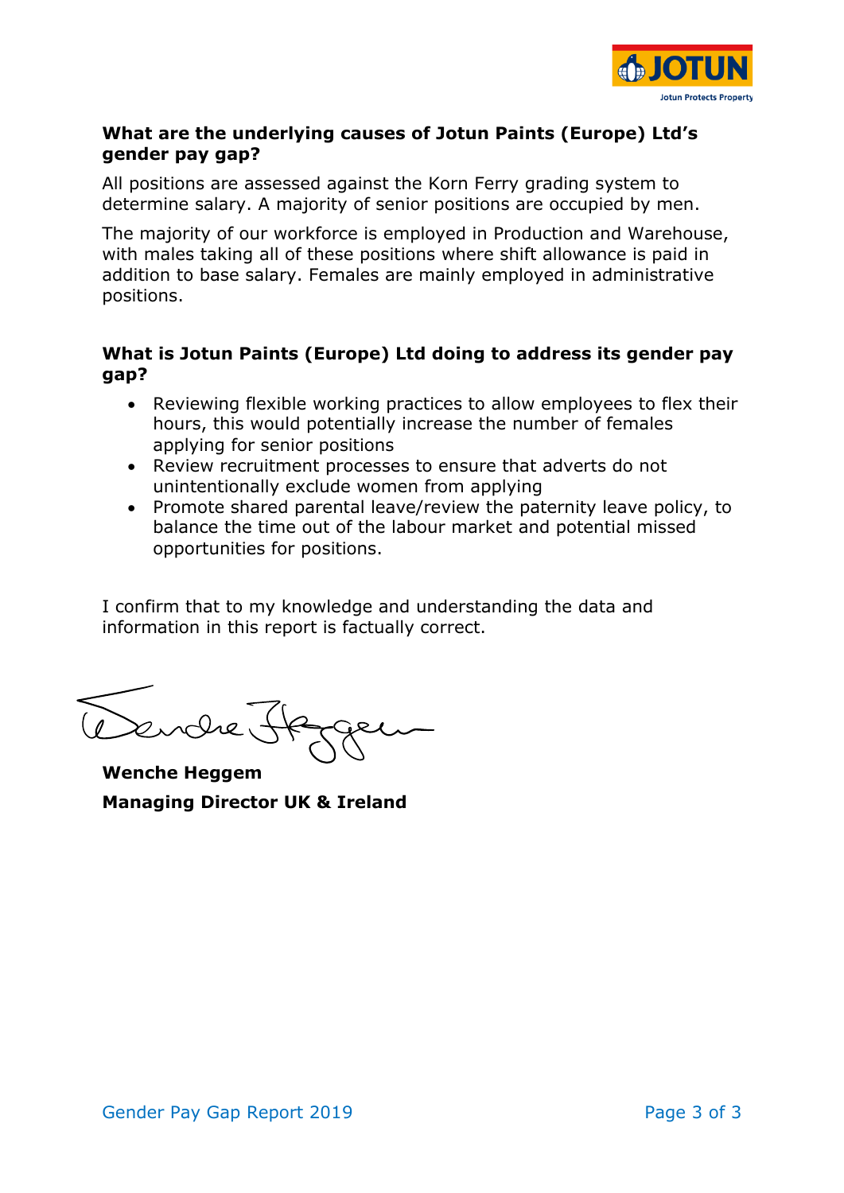## What are the underlying causes of Jotun Paints (Europe) Ltd's gender pay gap?

All positions are assessed against the Korn Ferry grading system to determine salary. A majority of senior positions are occupied by men.

The majority of our workforce is employed in Production and Warehouse, with males taking all of these positions where shift allowance is paid in addition to base salary. Females are mainly employed in administrative positions.

## What is Jotun Paints (Europe) Ltd doing to address its gender pay gap?

- Reviewing flexible working practices to allow employees to flex their hours, this would potentially increase the number of females applying for senior positions
- Review recruitment processes to ensure that adverts do not unintentionally exclude women from applying
- Promote shared parental leave/review the paternity leave policy, to balance the time out of the labour market and potential missed opportunities for positions.

I confirm that to my knowledge and understanding the data and information in this report is factually correct.

**Wenche Heggem**
**Managing Director UK & Ireland**